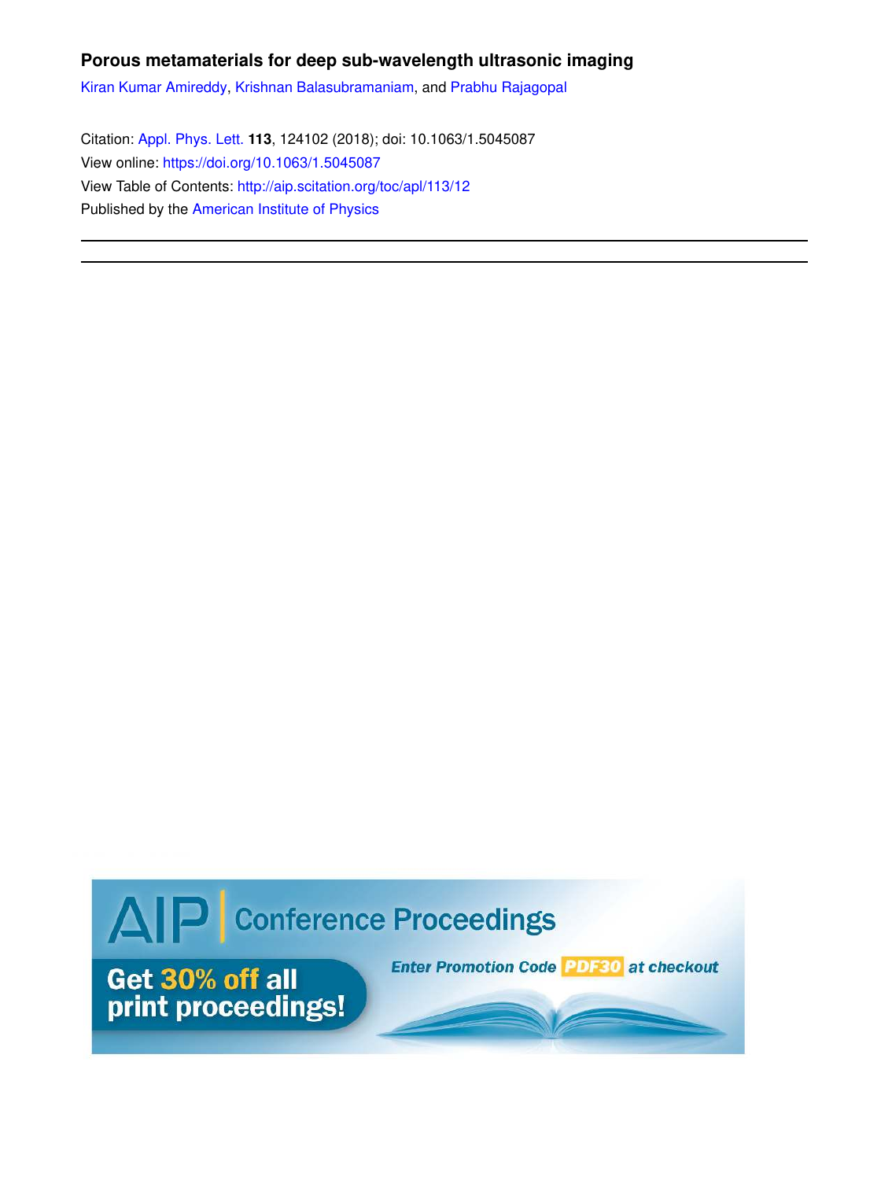**Porous metamaterials for deep sub-wavelength ultrasonic imaging**

Kiran Kumar Amireddy, Krishnan Balasubramaniam, and Prabhu Rajagopal

Citation: Appl. Phys. Lett. **113**, 124102 (2018); doi: 10.1063/1.5045087
View online: https://doi.org/10.1063/1.5045087
View Table of Contents: http://aip.scitation.org/toc/apl/113/12
Published by the American Institute of Physics

AIP | Conference Proceedings

Get 30% off all print proceedings!

Enter Promotion Code PDF30 at checkout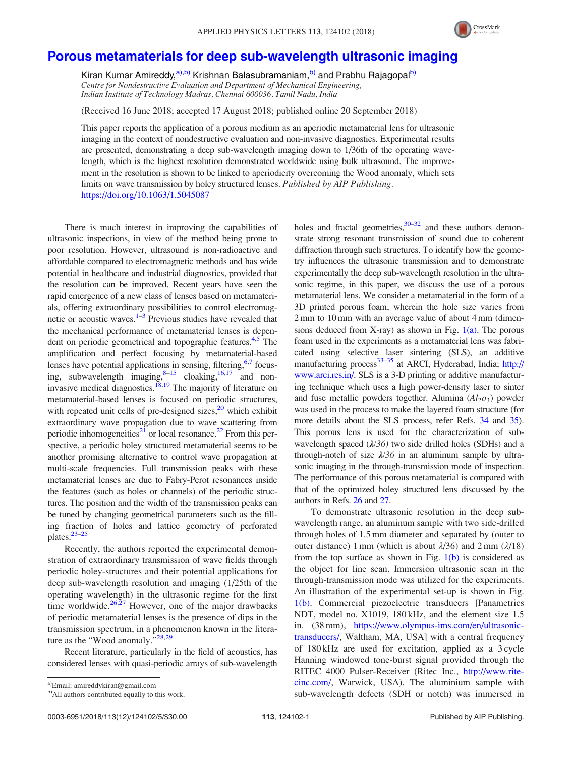# Porous metamaterials for deep sub-wavelength ultrasonic imaging

Kiran Kumar Amireddy,[a),b)] Krishnan Balasubramaniam,[b)] and Prabhu Rajagopal[b)]

*Centre for Nondestructive Evaluation and Department of Mechanical Engineering, Indian Institute of Technology Madras, Chennai 600036, Tamil Nadu, India*

(Received 16 June 2018; accepted 17 August 2018; published online 20 September 2018)

This paper reports the application of a porous medium as an aperiodic metamaterial lens for ultrasonic imaging in the context of nondestructive evaluation and non-invasive diagnostics. Experimental results are presented, demonstrating a deep sub-wavelength imaging down to 1/36th of the operating wavelength, which is the highest resolution demonstrated worldwide using bulk ultrasound. The improvement in the resolution is shown to be linked to aperiodicity overcoming the Wood anomaly, which sets limits on wave transmission by holey structured lenses. *Published by AIP Publishing.* https://doi.org/10.1063/1.5045087

There is much interest in improving the capabilities of ultrasonic inspections, in view of the method being prone to poor resolution. However, ultrasound is non-radioactive and affordable compared to electromagnetic methods and has wide potential in healthcare and industrial diagnostics, provided that the resolution can be improved. Recent years have seen the rapid emergence of a new class of lenses based on metamaterials, offering extraordinary possibilities to control electromagnetic or acoustic waves.[1–3] Previous studies have revealed that the mechanical performance of metamaterial lenses is dependent on periodic geometrical and topographic features.[4,5] The amplification and perfect focusing by metamaterial-based lenses have potential applications in sensing, filtering,[6,7] focusing, subwavelength imaging,[8–15] cloaking,[16,17] and non-invasive medical diagnostics.[18,19] The majority of literature on metamaterial-based lenses is focused on periodic structures, with repeated unit cells of pre-designed sizes,[20] which exhibit extraordinary wave propagation due to wave scattering from periodic inhomogeneities[21] or local resonance.[22] From this perspective, a periodic holey structured metamaterial seems to be another promising alternative to control wave propagation at multi-scale frequencies. Full transmission peaks with these metamaterial lenses are due to Fabry-Perot resonances inside the features (such as holes or channels) of the periodic structures. The position and the width of the transmission peaks can be tuned by changing geometrical parameters such as the filling fraction of holes and lattice geometry of perforated plates.[23–25]

Recently, the authors reported the experimental demonstration of extraordinary transmission of wave fields through periodic holey-structures and their potential applications for deep sub-wavelength resolution and imaging (1/25th of the operating wavelength) in the ultrasonic regime for the first time worldwide.[26,27] However, one of the major drawbacks of periodic metamaterial lenses is the presence of dips in the transmission spectrum, in a phenomenon known in the literature as the "Wood anomaly."[28,29]

Recent literature, particularly in the field of acoustics, has considered lenses with quasi-periodic arrays of sub-wavelength holes and fractal geometries,[30–32] and these authors demonstrate strong resonant transmission of sound due to coherent diffraction through such structures. To identify how the geometry influences the ultrasonic transmission and to demonstrate experimentally the deep sub-wavelength resolution in the ultrasonic regime, in this paper, we discuss the use of a porous metamaterial lens. We consider a metamaterial in the form of a 3D printed porous foam, wherein the hole size varies from 2 mm to 10 mm with an average value of about 4 mm (dimensions deduced from X-ray) as shown in Fig. 1(a). The porous foam used in the experiments as a metamaterial lens was fabricated using selective laser sintering (SLS), an additive manufacturing process[33–35] at ARCI, Hyderabad, India; http://www.arci.res.in/. SLS is a 3-D printing or additive manufacturing technique which uses a high power-density laser to sinter and fuse metallic powders together. Alumina ($Al_2O_3$) powder was used in the process to make the layered foam structure (for more details about the SLS process, refer Refs. 34 and 35). This porous lens is used for the characterization of sub-wavelength spaced (*λ/36*) two side drilled holes (SDHs) and a through-notch of size *λ/36* in an aluminum sample by ultrasonic imaging in the through-transmission mode of inspection. The performance of this porous metamaterial is compared with that of the optimized holey structured lens discussed by the authors in Refs. 26 and 27.

To demonstrate ultrasonic resolution in the deep sub-wavelength range, an aluminum sample with two side-drilled through holes of 1.5 mm diameter and separated by (outer to outer distance) 1 mm (which is about λ/36) and 2 mm (λ/18) from the top surface as shown in Fig. 1(b) is considered as the object for line scan. Immersion ultrasonic scan in the through-transmission mode was utilized for the experiments. An illustration of the experimental set-up is shown in Fig. 1(b). Commercial piezoelectric transducers [Panametrics NDT, model no. X1019, 180 kHz, and the element size 1.5 in. (38 mm), https://www.olympus-ims.com/en/ultrasonic-transducers/, Waltham, MA, USA] with a central frequency of 180 kHz are used for excitation, applied as a 3 cycle Hanning windowed tone-burst signal provided through the RITEC 4000 Pulser-Receiver (Ritec Inc., http://www.ritecinc.com/, Warwick, USA). The aluminium sample with sub-wavelength defects (SDH or notch) was immersed in

[a)]Email: amireddykiran@gmail.com

[b)]All authors contributed equally to this work.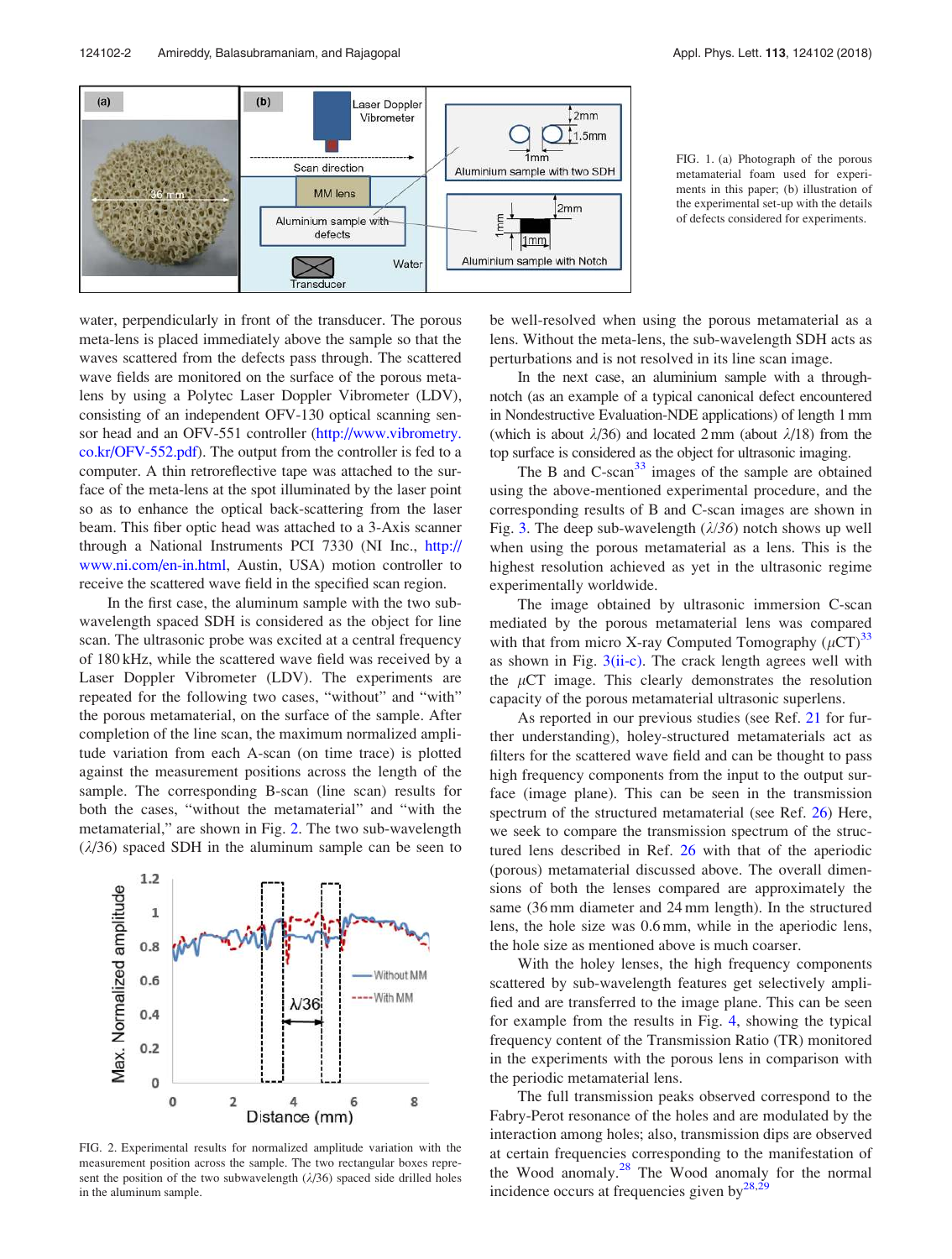FIG. 1. (a) Photograph of the porous metamaterial foam used for experiments in this paper; (b) illustration of the experimental set-up with the details of defects considered for experiments.

water, perpendicularly in front of the transducer. The porous meta-lens is placed immediately above the sample so that the waves scattered from the defects pass through. The scattered wave fields are monitored on the surface of the porous meta-lens by using a Polytec Laser Doppler Vibrometer (LDV), consisting of an independent OFV-130 optical scanning sensor head and an OFV-551 controller (http://www.vibrometry.co.kr/OFV-552.pdf). The output from the controller is fed to a computer. A thin retroreflective tape was attached to the surface of the meta-lens at the spot illuminated by the laser point so as to enhance the optical back-scattering from the laser beam. This fiber optic head was attached to a 3-Axis scanner through a National Instruments PCI 7330 (NI Inc., http://www.ni.com/en-in.html, Austin, USA) motion controller to receive the scattered wave field in the specified scan region.

In the first case, the aluminum sample with the two sub-wavelength spaced SDH is considered as the object for line scan. The ultrasonic probe was excited at a central frequency of 180 kHz, while the scattered wave field was received by a Laser Doppler Vibrometer (LDV). The experiments are repeated for the following two cases, "without" and "with" the porous metamaterial, on the surface of the sample. After completion of the line scan, the maximum normalized amplitude variation from each A-scan (on time trace) is plotted against the measurement positions across the length of the sample. The corresponding B-scan (line scan) results for both the cases, "without the metamaterial" and "with the metamaterial," are shown in Fig. 2. The two sub-wavelength ($\lambda$/36) spaced SDH in the aluminum sample can be seen to be well-resolved when using the porous metamaterial as a lens. Without the meta-lens, the sub-wavelength SDH acts as perturbations and is not resolved in its line scan image.

FIG. 2. Experimental results for normalized amplitude variation with the measurement position across the sample. The two rectangular boxes represent the position of the two subwavelength ($\lambda$/36) spaced side drilled holes in the aluminum sample.

In the next case, an aluminium sample with a through-notch (as an example of a typical canonical defect encountered in Nondestructive Evaluation-NDE applications) of length 1 mm (which is about $\lambda$/36) and located 2 mm (about $\lambda$/18) from the top surface is considered as the object for ultrasonic imaging.

The B and C-scan[33] images of the sample are obtained using the above-mentioned experimental procedure, and the corresponding results of B and C-scan images are shown in Fig. 3. The deep sub-wavelength ($\lambda$/36) notch shows up well when using the porous metamaterial as a lens. This is the highest resolution achieved as yet in the ultrasonic regime experimentally worldwide.

The image obtained by ultrasonic immersion C-scan mediated by the porous metamaterial lens was compared with that from micro X-ray Computed Tomography ($\mu$CT)[33] as shown in Fig. 3(ii-c). The crack length agrees well with the $\mu$CT image. This clearly demonstrates the resolution capacity of the porous metamaterial ultrasonic superlens.

As reported in our previous studies (see Ref. 21 for further understanding), holey-structured metamaterials act as filters for the scattered wave field and can be thought to pass high frequency components from the input to the output surface (image plane). This can be seen in the transmission spectrum of the structured metamaterial (see Ref. 26) Here, we seek to compare the transmission spectrum of the structured lens described in Ref. 26 with that of the aperiodic (porous) metamaterial discussed above. The overall dimensions of both the lenses compared are approximately the same (36 mm diameter and 24 mm length). In the structured lens, the hole size was 0.6 mm, while in the aperiodic lens, the hole size as mentioned above is much coarser.

With the holey lenses, the high frequency components scattered by sub-wavelength features get selectively amplified and are transferred to the image plane. This can be seen for example from the results in Fig. 4, showing the typical frequency content of the Transmission Ratio (TR) monitored in the experiments with the porous lens in comparison with the periodic metamaterial lens.

The full transmission peaks observed correspond to the Fabry-Perot resonance of the holes and are modulated by the interaction among holes; also, transmission dips are observed at certain frequencies corresponding to the manifestation of the Wood anomaly.[28] The Wood anomaly for the normal incidence occurs at frequencies given by[28,29]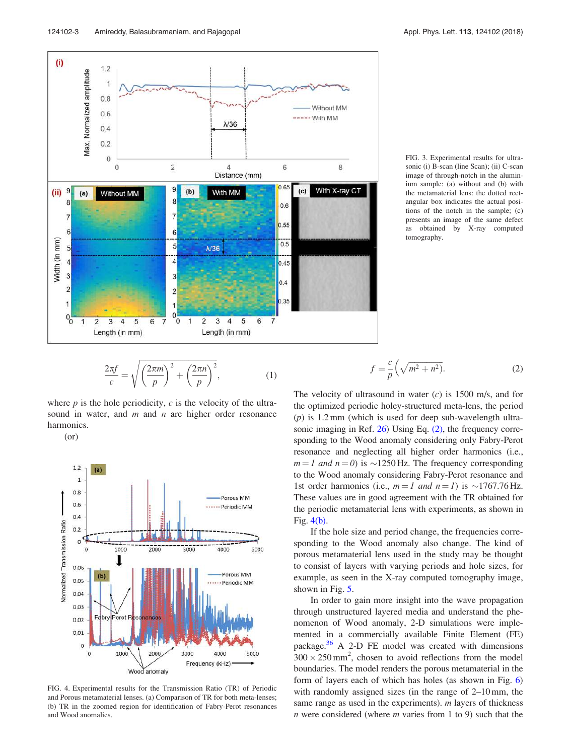FIG. 3. Experimental results for ultrasonic (i) B-scan (line Scan); (ii) C-scan image of through-notch in the aluminium sample: (a) without and (b) with the metamaterial lens: the dotted rectangular box indicates the actual positions of the notch in the sample; (c) presents an image of the same defect as obtained by X-ray computed tomography.

$$\frac{2\pi f}{c} = \sqrt{\left(\frac{2\pi m}{p}\right)^2 + \left(\frac{2\pi n}{p}\right)^2}, \tag{1}$$

where $p$ is the hole periodicity, $c$ is the velocity of the ultrasound in water, and $m$ and $n$ are higher order resonance harmonics.

(or)

$$f = \frac{c}{p}\left(\sqrt{m^2 + n^2}\right). \tag{2}$$

FIG. 4. Experimental results for the Transmission Ratio (TR) of Periodic and Porous metamaterial lenses. (a) Comparison of TR for both meta-lenses; (b) TR in the zoomed region for identification of Fabry-Perot resonances and Wood anomalies.

The velocity of ultrasound in water ($c$) is 1500 m/s, and for the optimized periodic holey-structured meta-lens, the period ($p$) is 1.2 mm (which is used for deep sub-wavelength ultrasonic imaging in Ref. 26) Using Eq. (2), the frequency corresponding to the Wood anomaly considering only Fabry-Perot resonance and neglecting all higher order harmonics (i.e., $m = 1$ and $n = 0$) is ~1250 Hz. The frequency corresponding to the Wood anomaly considering Fabry-Perot resonance and 1st order harmonics (i.e., $m = 1$ and $n = 1$) is ~1767.76 Hz. These values are in good agreement with the TR obtained for the periodic metamaterial lens with experiments, as shown in Fig. 4(b).

If the hole size and period change, the frequencies corresponding to the Wood anomaly also change. The kind of porous metamaterial lens used in the study may be thought to consist of layers with varying periods and hole sizes, for example, as seen in the X-ray computed tomography image, shown in Fig. 5.

In order to gain more insight into the wave propagation through unstructured layered media and understand the phenomenon of Wood anomaly, 2-D simulations were implemented in a commercially available Finite Element (FE) package.[36] A 2-D FE model was created with dimensions $300 \times 250\,\text{mm}^2$, chosen to avoid reflections from the model boundaries. The model renders the porous metamaterial in the form of layers each of which has holes (as shown in Fig. 6) with randomly assigned sizes (in the range of 2–10 mm, the same range as used in the experiments). $m$ layers of thickness $n$ were considered (where $m$ varies from 1 to 9) such that the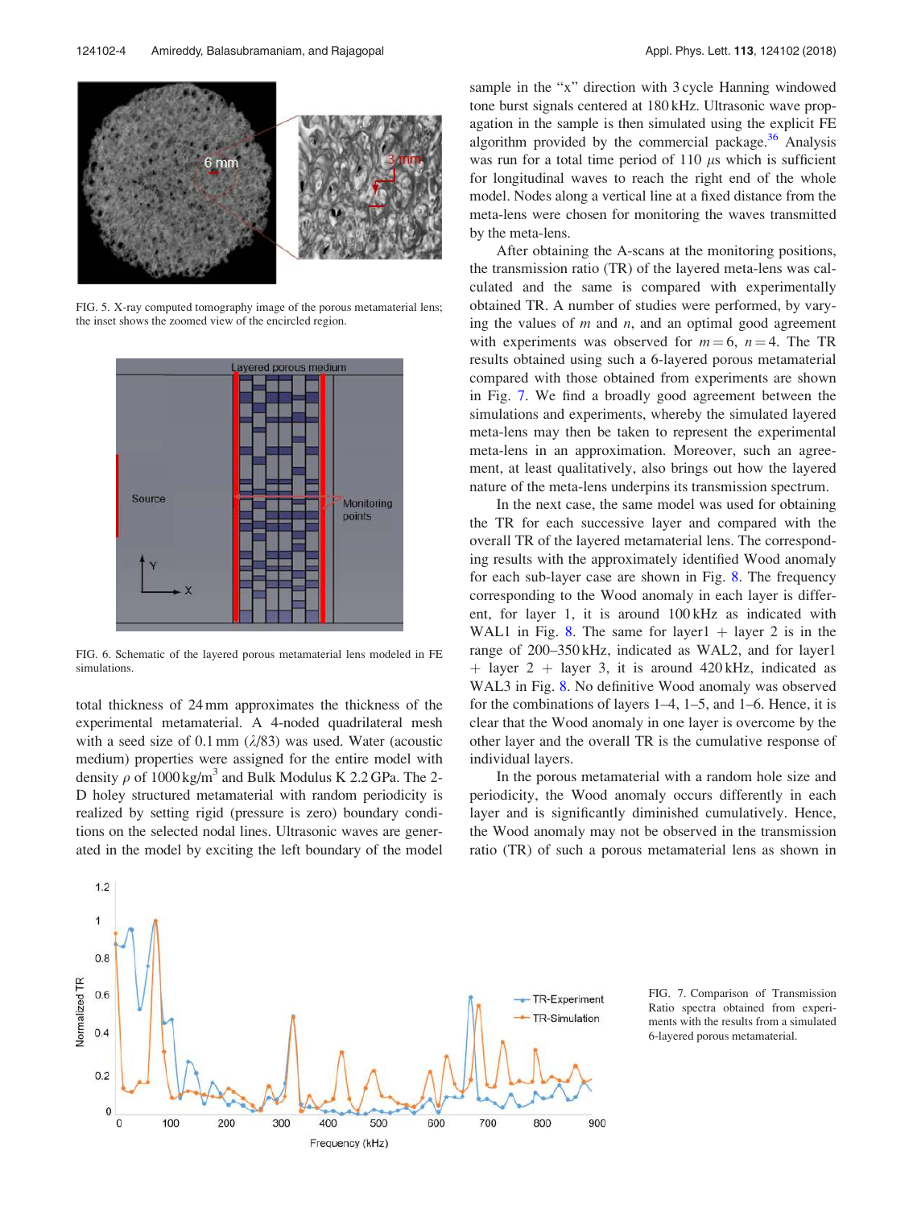FIG. 5. X-ray computed tomography image of the porous metamaterial lens; the inset shows the zoomed view of the encircled region.

FIG. 6. Schematic of the layered porous metamaterial lens modeled in FE simulations.

total thickness of 24 mm approximates the thickness of the experimental metamaterial. A 4-noded quadrilateral mesh with a seed size of 0.1 mm ($\lambda$/83) was used. Water (acoustic medium) properties were assigned for the entire model with density $\rho$ of 1000 kg/m$^3$ and Bulk Modulus K 2.2 GPa. The 2-D holey structured metamaterial with random periodicity is realized by setting rigid (pressure is zero) boundary conditions on the selected nodal lines. Ultrasonic waves are generated in the model by exciting the left boundary of the model sample in the "x" direction with 3 cycle Hanning windowed tone burst signals centered at 180 kHz. Ultrasonic wave propagation in the sample is then simulated using the explicit FE algorithm provided by the commercial package.[36] Analysis was run for a total time period of 110 $\mu$s which is sufficient for longitudinal waves to reach the right end of the whole model. Nodes along a vertical line at a fixed distance from the meta-lens were chosen for monitoring the waves transmitted by the meta-lens.

After obtaining the A-scans at the monitoring positions, the transmission ratio (TR) of the layered meta-lens was calculated and the same is compared with experimentally obtained TR. A number of studies were performed, by varying the values of $m$ and $n$, and an optimal good agreement with experiments was observed for $m = 6$, $n = 4$. The TR results obtained using such a 6-layered porous metamaterial compared with those obtained from experiments are shown in Fig. 7. We find a broadly good agreement between the simulations and experiments, whereby the simulated layered meta-lens may then be taken to represent the experimental meta-lens in an approximation. Moreover, such an agreement, at least qualitatively, also brings out how the layered nature of the meta-lens underpins its transmission spectrum.

In the next case, the same model was used for obtaining the TR for each successive layer and compared with the overall TR of the layered metamaterial lens. The corresponding results with the approximately identified Wood anomaly for each sub-layer case are shown in Fig. 8. The frequency corresponding to the Wood anomaly in each layer is different, for layer 1, it is around 100 kHz as indicated with WAL1 in Fig. 8. The same for layer1 + layer 2 is in the range of 200–350 kHz, indicated as WAL2, and for layer1 + layer 2 + layer 3, it is around 420 kHz, indicated as WAL3 in Fig. 8. No definitive Wood anomaly was observed for the combinations of layers 1–4, 1–5, and 1–6. Hence, it is clear that the Wood anomaly in one layer is overcome by the other layer and the overall TR is the cumulative response of individual layers.

In the porous metamaterial with a random hole size and periodicity, the Wood anomaly occurs differently in each layer and is significantly diminished cumulatively. Hence, the Wood anomaly may not be observed in the transmission ratio (TR) of such a porous metamaterial lens as shown in

FIG. 7. Comparison of Transmission Ratio spectra obtained from experiments with the results from a simulated 6-layered porous metamaterial.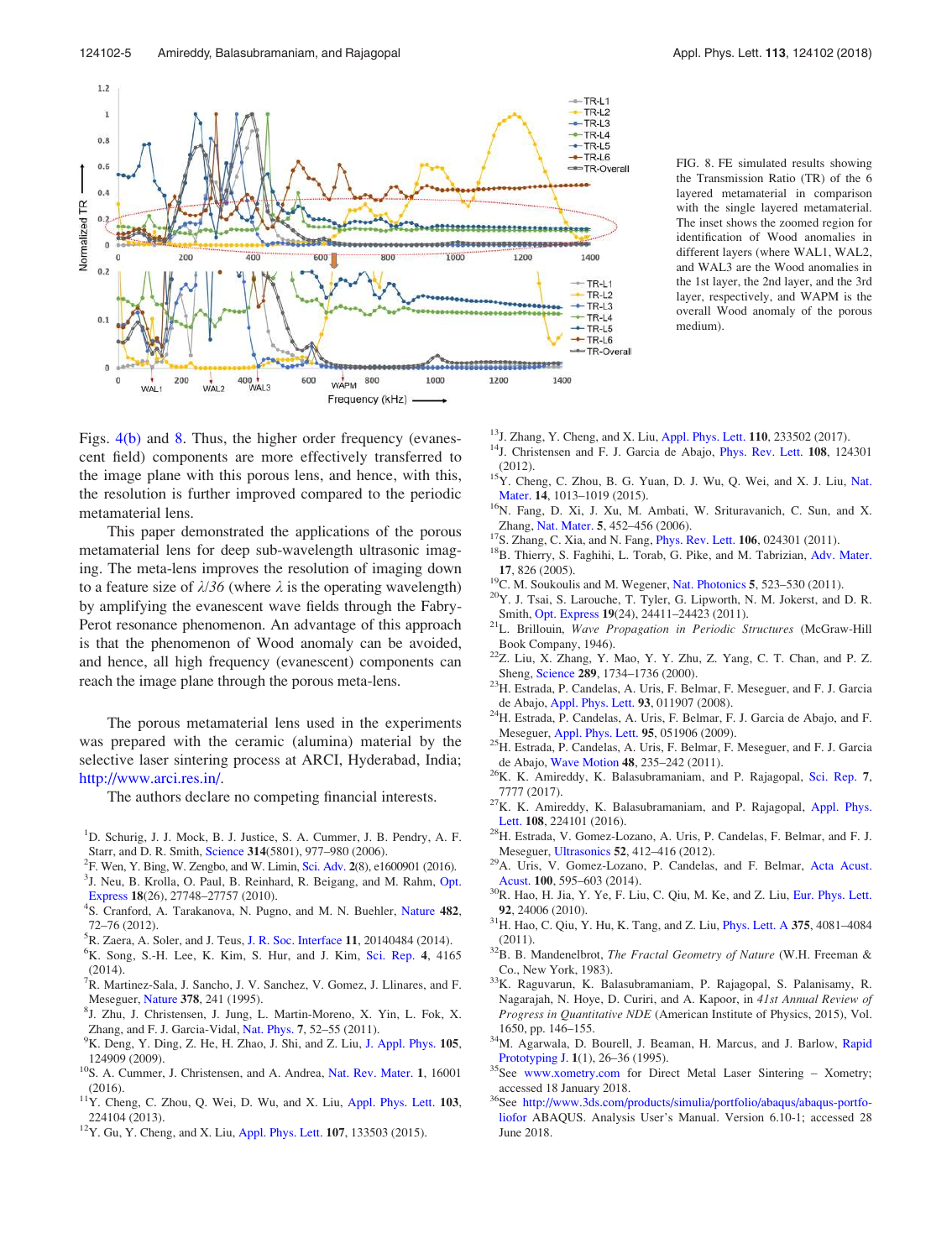Normalized TR
1.2
1
0.8
0.6
0.4
0.2
0
0 200 400 600 800 1000 1200 1400
TR-L1
TR-L2
TR-L3
TR-L4
TR-L5
TR-L6
TR-Overall
0.2
0.1
0
0 200 400 600 800 1000 1200 1400
WAL1 WAL2 WAL3 WAPM
Frequency (kHz)

FIG. 8. FE simulated results showing the Transmission Ratio (TR) of the 6 layered metamaterial in comparison with the single layered metamaterial. The inset shows the zoomed region for identification of Wood anomalies in different layers (where WAL1, WAL2, and WAL3 are the Wood anomalies in the 1st layer, the 2nd layer, and the 3rd layer, respectively, and WAPM is the overall Wood anomaly of the porous medium).

Figs. 4(b) and 8. Thus, the higher order frequency (evanescent field) components are more effectively transferred to the image plane with this porous lens, and hence, with this, the resolution is further improved compared to the periodic metamaterial lens.

This paper demonstrated the applications of the porous metamaterial lens for deep sub-wavelength ultrasonic imaging. The meta-lens improves the resolution of imaging down to a feature size of $\lambda/36$ (where $\lambda$ is the operating wavelength) by amplifying the evanescent wave fields through the Fabry-Perot resonance phenomenon. An advantage of this approach is that the phenomenon of Wood anomaly can be avoided, and hence, all high frequency (evanescent) components can reach the image plane through the porous meta-lens.

The porous metamaterial lens used in the experiments was prepared with the ceramic (alumina) material by the selective laser sintering process at ARCI, Hyderabad, India; http://www.arci.res.in/.

The authors declare no competing financial interests.

[1]D. Schurig, J. J. Mock, B. J. Justice, S. A. Cummer, J. B. Pendry, A. F. Starr, and D. R. Smith, Science 314(5801), 977–980 (2006).
[2]F. Wen, Y. Bing, W. Zengbo, and W. Limin, Sci. Adv. 2(8), e1600901 (2016).
[3]J. Neu, B. Krolla, O. Paul, B. Reinhard, R. Beigang, and M. Rahm, Opt. Express 18(26), 27748–27757 (2010).
[4]S. Cranford, A. Tarakanova, N. Pugno, and M. N. Buehler, Nature 482, 72–76 (2012).
[5]R. Zaera, A. Soler, and J. Teus, J. R. Soc. Interface 11, 20140484 (2014).
[6]K. Song, S.-H. Lee, K. Kim, S. Hur, and J. Kim, Sci. Rep. 4, 4165 (2014).
[7]R. Martinez-Sala, J. Sancho, J. V. Sanchez, V. Gomez, J. Llinares, and F. Meseguer, Nature 378, 241 (1995).
[8]J. Zhu, J. Christensen, J. Jung, L. Martin-Moreno, X. Yin, L. Fok, X. Zhang, and F. J. Garcia-Vidal, Nat. Phys. 7, 52–55 (2011).
[9]K. Deng, Y. Ding, Z. He, H. Zhao, J. Shi, and Z. Liu, J. Appl. Phys. 105, 124909 (2009).
[10]S. A. Cummer, J. Christensen, and A. Andrea, Nat. Rev. Mater. 1, 16001 (2016).
[11]Y. Cheng, C. Zhou, Q. Wei, D. Wu, and X. Liu, Appl. Phys. Lett. 103, 224104 (2013).
[12]Y. Gu, Y. Cheng, and X. Liu, Appl. Phys. Lett. 107, 133503 (2015).
[13]J. Zhang, Y. Cheng, and X. Liu, Appl. Phys. Lett. 110, 233502 (2017).
[14]J. Christensen and F. J. Garcia de Abajo, Phys. Rev. Lett. 108, 124301 (2012).
[15]Y. Cheng, C. Zhou, B. G. Yuan, D. J. Wu, Q. Wei, and X. J. Liu, Nat. Mater. 14, 1013–1019 (2015).
[16]N. Fang, D. Xi, J. Xu, M. Ambati, W. Srituravanich, C. Sun, and X. Zhang, Nat. Mater. 5, 452–456 (2006).
[17]S. Zhang, C. Xia, and N. Fang, Phys. Rev. Lett. 106, 024301 (2011).
[18]B. Thierry, S. Faghihi, L. Torab, G. Pike, and M. Tabrizian, Adv. Mater. 17, 826 (2005).
[19]C. M. Soukoulis and M. Wegener, Nat. Photonics 5, 523–530 (2011).
[20]Y. J. Tsai, S. Larouche, T. Tyler, G. Lipworth, N. M. Jokerst, and D. R. Smith, Opt. Express 19(24), 24411–24423 (2011).
[21]L. Brillouin, *Wave Propagation in Periodic Structures* (McGraw-Hill Book Company, 1946).
[22]Z. Liu, X. Zhang, Y. Mao, Y. Y. Zhu, Z. Yang, C. T. Chan, and P. Z. Sheng, Science 289, 1734–1736 (2000).
[23]H. Estrada, P. Candelas, A. Uris, F. Belmar, F. Meseguer, and F. J. Garcia de Abajo, Appl. Phys. Lett. 93, 011907 (2008).
[24]H. Estrada, P. Candelas, A. Uris, F. Belmar, F. J. Garcia de Abajo, and F. Meseguer, Appl. Phys. Lett. 95, 051906 (2009).
[25]H. Estrada, P. Candelas, A. Uris, F. Belmar, F. Meseguer, and F. J. Garcia de Abajo, Wave Motion 48, 235–242 (2011).
[26]K. K. Amireddy, K. Balasubramaniam, and P. Rajagopal, Sci. Rep. 7, 7777 (2017).
[27]K. K. Amireddy, K. Balasubramaniam, and P. Rajagopal, Appl. Phys. Lett. 108, 224101 (2016).
[28]H. Estrada, V. Gomez-Lozano, A. Uris, P. Candelas, F. Belmar, and F. J. Meseguer, Ultrasonics 52, 412–416 (2012).
[29]A. Uris, V. Gomez-Lozano, P. Candelas, and F. Belmar, Acta Acust. Acust. 100, 595–603 (2014).
[30]R. Hao, H. Jia, Y. Ye, F. Liu, C. Qiu, M. Ke, and Z. Liu, Eur. Phys. Lett. 92, 24006 (2010).
[31]H. Hao, C. Qiu, Y. Hu, K. Tang, and Z. Liu, Phys. Lett. A 375, 4081–4084 (2011).
[32]B. B. Mandenelbrot, *The Fractal Geometry of Nature* (W.H. Freeman & Co., New York, 1983).
[33]K. Raguvarun, K. Balasubramaniam, P. Rajagopal, S. Palanisamy, R. Nagarajah, N. Hoye, D. Curiri, and A. Kapoor, in *41st Annual Review of Progress in Quantitative NDE* (American Institute of Physics, 2015), Vol. 1650, pp. 146–155.
[34]M. Agarwala, D. Bourell, J. Beaman, H. Marcus, and J. Barlow, Rapid Prototyping J. 1(1), 26–36 (1995).
[35]See www.xometry.com for Direct Metal Laser Sintering – Xometry; accessed 18 January 2018.
[36]See http://www.3ds.com/products/simulia/portfolio/abaqus/abaqus-portfolio for ABAQUS. Analysis User's Manual. Version 6.10-1; accessed 28 June 2018.